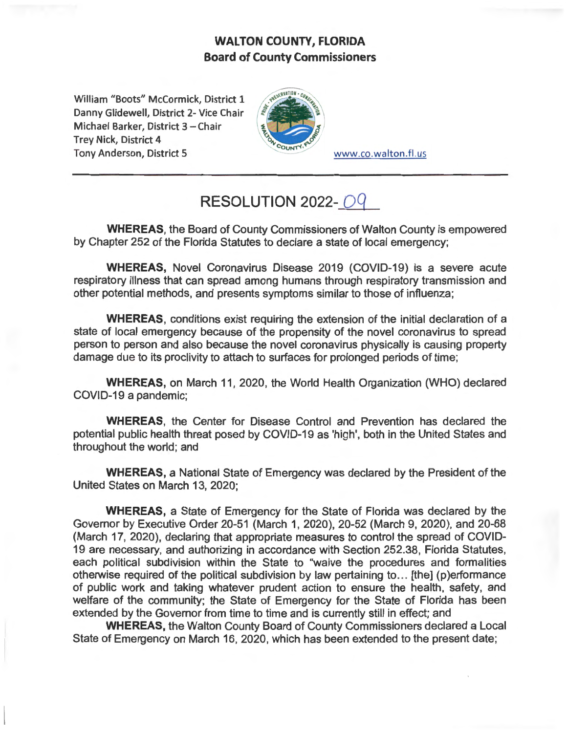# WALTON COUNTY, FLORIDA
## Board of County Commissioners

William "Boots" McCormick, District 1
Danny Glidewell, District 2- Vice Chair
Michael Barker, District 3 – Chair
Trey Nick, District 4
Tony Anderson, District 5

www.co.walton.fl.us

---

# RESOLUTION 2022-09

**WHEREAS**, the Board of County Commissioners of Walton County is empowered by Chapter 252 of the Florida Statutes to declare a state of local emergency;

**WHEREAS,** Novel Coronavirus Disease 2019 (COVID-19) is a severe acute respiratory illness that can spread among humans through respiratory transmission and other potential methods, and presents symptoms similar to those of influenza;

**WHEREAS**, conditions exist requiring the extension of the initial declaration of a state of local emergency because of the propensity of the novel coronavirus to spread person to person and also because the novel coronavirus physically is causing property damage due to its proclivity to attach to surfaces for prolonged periods of time;

**WHEREAS,** on March 11, 2020, the World Health Organization (WHO) declared COVID-19 a pandemic;

**WHEREAS**, the Center for Disease Control and Prevention has declared the potential public health threat posed by COVID-19 as 'high', both in the United States and throughout the world; and

**WHEREAS,** a National State of Emergency was declared by the President of the United States on March 13, 2020;

**WHEREAS,** a State of Emergency for the State of Florida was declared by the Governor by Executive Order 20-51 (March 1, 2020), 20-52 (March 9, 2020), and 20-68 (March 17, 2020), declaring that appropriate measures to control the spread of COVID-19 are necessary, and authorizing in accordance with Section 252.38, Florida Statutes, each political subdivision within the State to "waive the procedures and formalities otherwise required of the political subdivision by law pertaining to... [the] (p)erformance of public work and taking whatever prudent action to ensure the health, safety, and welfare of the community; the State of Emergency for the State of Florida has been extended by the Governor from time to time and is currently still in effect; and

**WHEREAS,** the Walton County Board of County Commissioners declared a Local State of Emergency on March 16, 2020, which has been extended to the present date;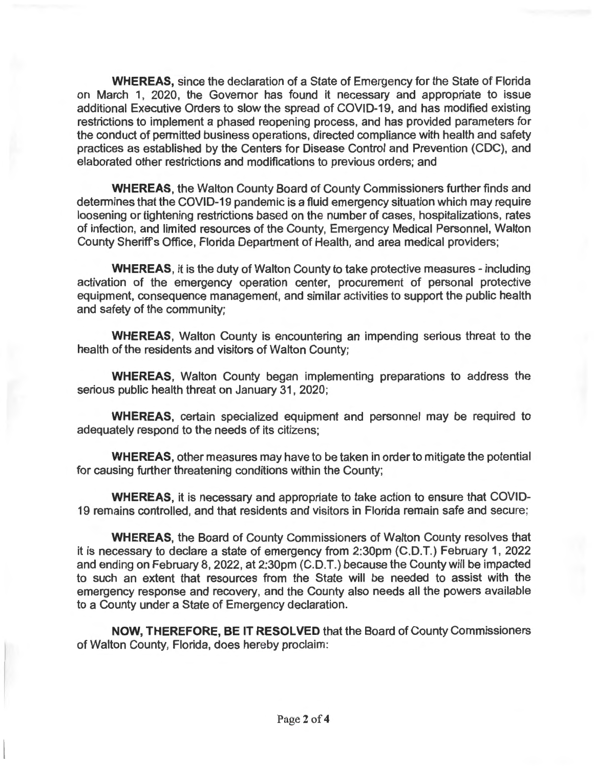**WHEREAS,** since the declaration of a State of Emergency for the State of Florida on March 1, 2020, the Governor has found it necessary and appropriate to issue additional Executive Orders to slow the spread of COVID-19, and has modified existing restrictions to implement a phased reopening process, and has provided parameters for the conduct of permitted business operations, directed compliance with health and safety practices as established by the Centers for Disease Control and Prevention (CDC), and elaborated other restrictions and modifications to previous orders; and

**WHEREAS**, the Walton County Board of County Commissioners further finds and determines that the COVID-19 pandemic is a fluid emergency situation which may require loosening or tightening restrictions based on the number of cases, hospitalizations, rates of infection, and limited resources of the County, Emergency Medical Personnel, Walton County Sheriff's Office, Florida Department of Health, and area medical providers;

**WHEREAS**, it is the duty of Walton County to take protective measures - including activation of the emergency operation center, procurement of personal protective equipment, consequence management, and similar activities to support the public health and safety of the community;

**WHEREAS**, Walton County is encountering an impending serious threat to the health of the residents and visitors of Walton County;

**WHEREAS**, Walton County began implementing preparations to address the serious public health threat on January 31, 2020;

**WHEREAS**, certain specialized equipment and personnel may be required to adequately respond to the needs of its citizens;

**WHEREAS**, other measures may have to be taken in order to mitigate the potential for causing further threatening conditions within the County;

**WHEREAS**, it is necessary and appropriate to take action to ensure that COVID-19 remains controlled, and that residents and visitors in Florida remain safe and secure;

**WHEREAS**, the Board of County Commissioners of Walton County resolves that it is necessary to declare a state of emergency from 2:30pm (C.D.T.) February 1, 2022 and ending on February 8, 2022, at 2:30pm (C.D.T.) because the County will be impacted to such an extent that resources from the State will be needed to assist with the emergency response and recovery, and the County also needs all the powers available to a County under a State of Emergency declaration.

**NOW, THEREFORE, BE IT RESOLVED** that the Board of County Commissioners of Walton County, Florida, does hereby proclaim: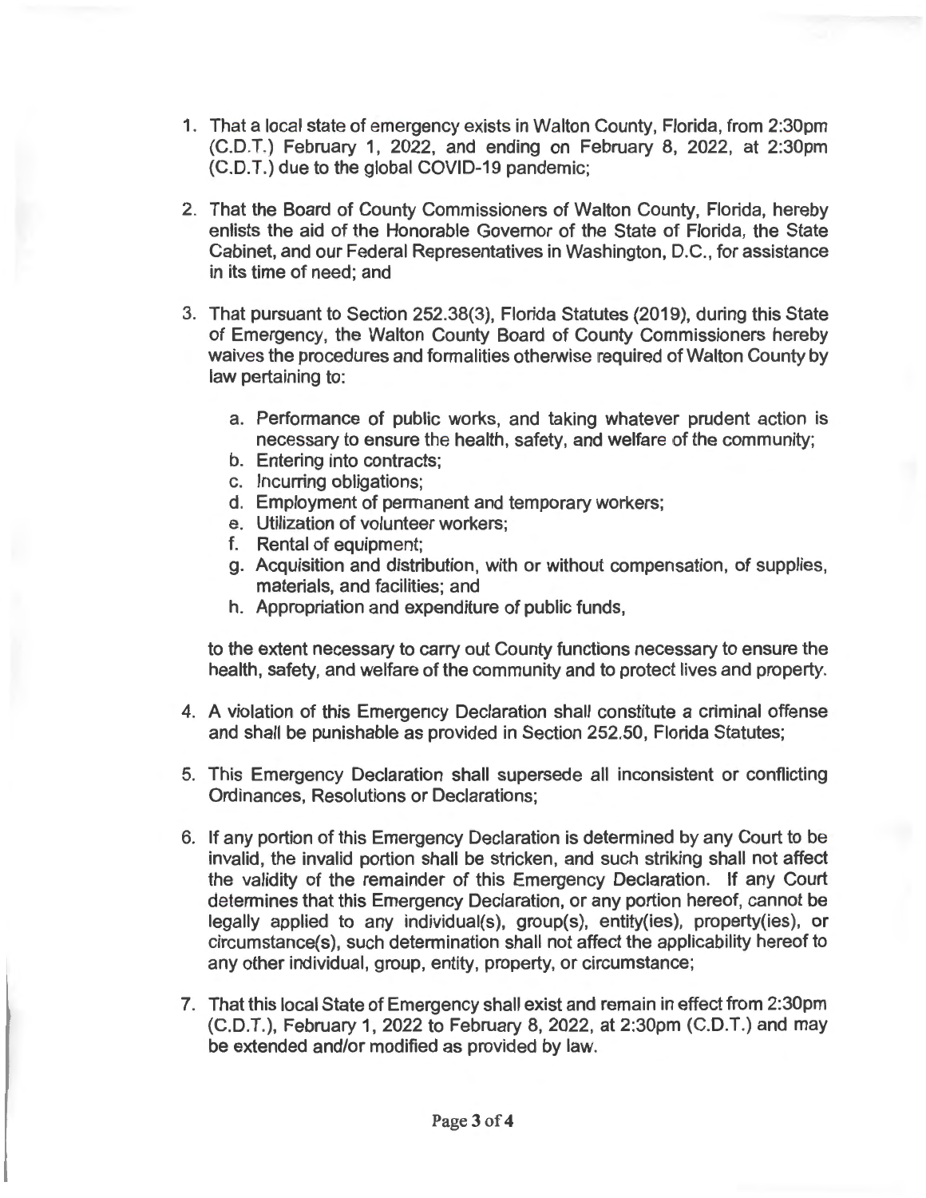1. That a local state of emergency exists in Walton County, Florida, from 2:30pm (C.D.T.) February 1, 2022, and ending on February 8, 2022, at 2:30pm (C.D.T.) due to the global COVID-19 pandemic;

2. That the Board of County Commissioners of Walton County, Florida, hereby enlists the aid of the Honorable Governor of the State of Florida, the State Cabinet, and our Federal Representatives in Washington, D.C., for assistance in its time of need; and

3. That pursuant to Section 252.38(3), Florida Statutes (2019), during this State of Emergency, the Walton County Board of County Commissioners hereby waives the procedures and formalities otherwise required of Walton County by law pertaining to:

   a. Performance of public works, and taking whatever prudent action is necessary to ensure the health, safety, and welfare of the community;
   b. Entering into contracts;
   c. Incurring obligations;
   d. Employment of permanent and temporary workers;
   e. Utilization of volunteer workers;
   f. Rental of equipment;
   g. Acquisition and distribution, with or without compensation, of supplies, materials, and facilities; and
   h. Appropriation and expenditure of public funds,

   to the extent necessary to carry out County functions necessary to ensure the health, safety, and welfare of the community and to protect lives and property.

4. A violation of this Emergency Declaration shall constitute a criminal offense and shall be punishable as provided in Section 252.50, Florida Statutes;

5. This Emergency Declaration shall supersede all inconsistent or conflicting Ordinances, Resolutions or Declarations;

6. If any portion of this Emergency Declaration is determined by any Court to be invalid, the invalid portion shall be stricken, and such striking shall not affect the validity of the remainder of this Emergency Declaration. If any Court determines that this Emergency Declaration, or any portion hereof, cannot be legally applied to any individual(s), group(s), entity(ies), property(ies), or circumstance(s), such determination shall not affect the applicability hereof to any other individual, group, entity, property, or circumstance;

7. That this local State of Emergency shall exist and remain in effect from 2:30pm (C.D.T.), February 1, 2022 to February 8, 2022, at 2:30pm (C.D.T.) and may be extended and/or modified as provided by law.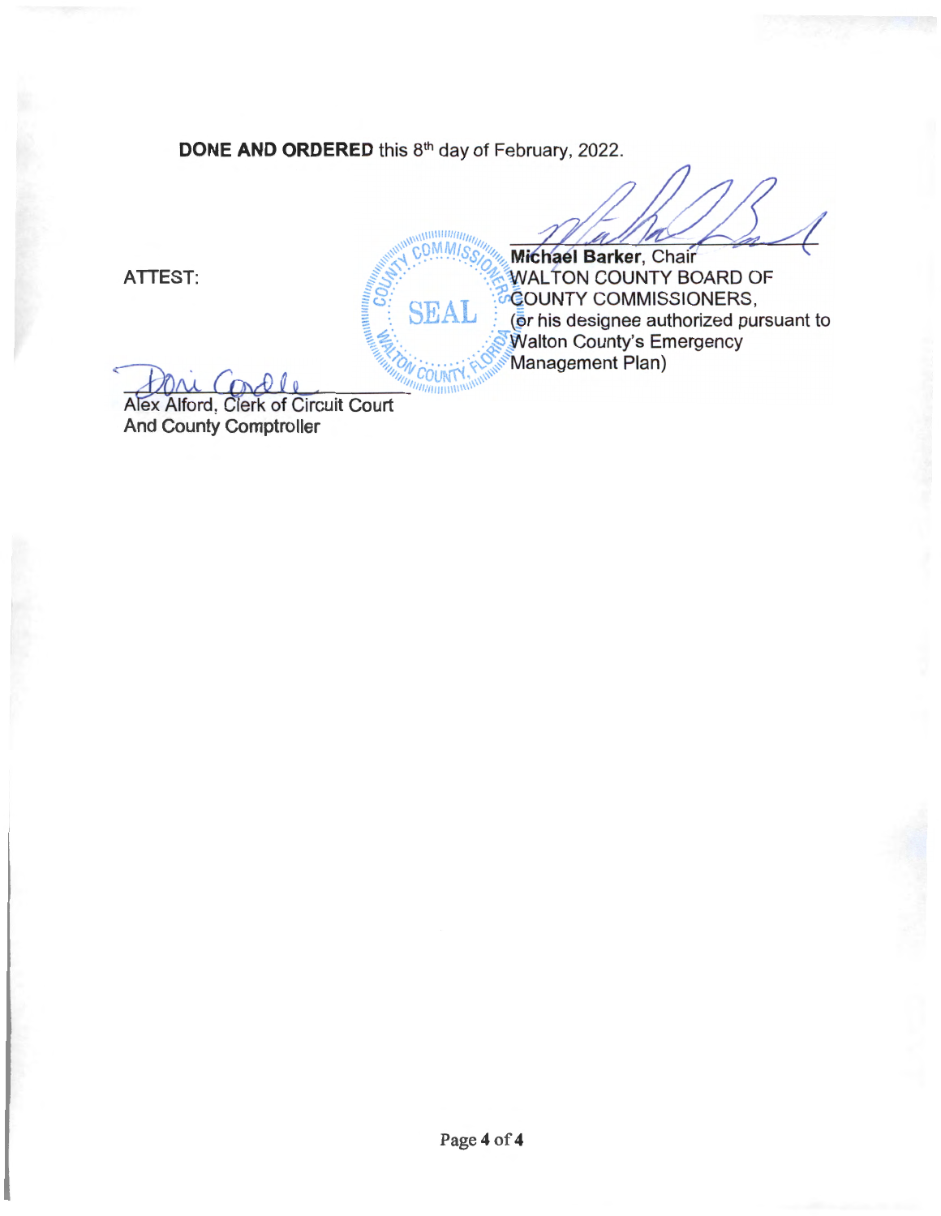**DONE AND ORDERED** this 8th day of February, 2022.

**Michael Barker**, Chair
WALTON COUNTY BOARD OF COUNTY COMMISSIONERS,
(or his designee authorized pursuant to Walton County's Emergency Management Plan)

ATTEST:

Alex Alford, Clerk of Circuit Court
And County Comptroller